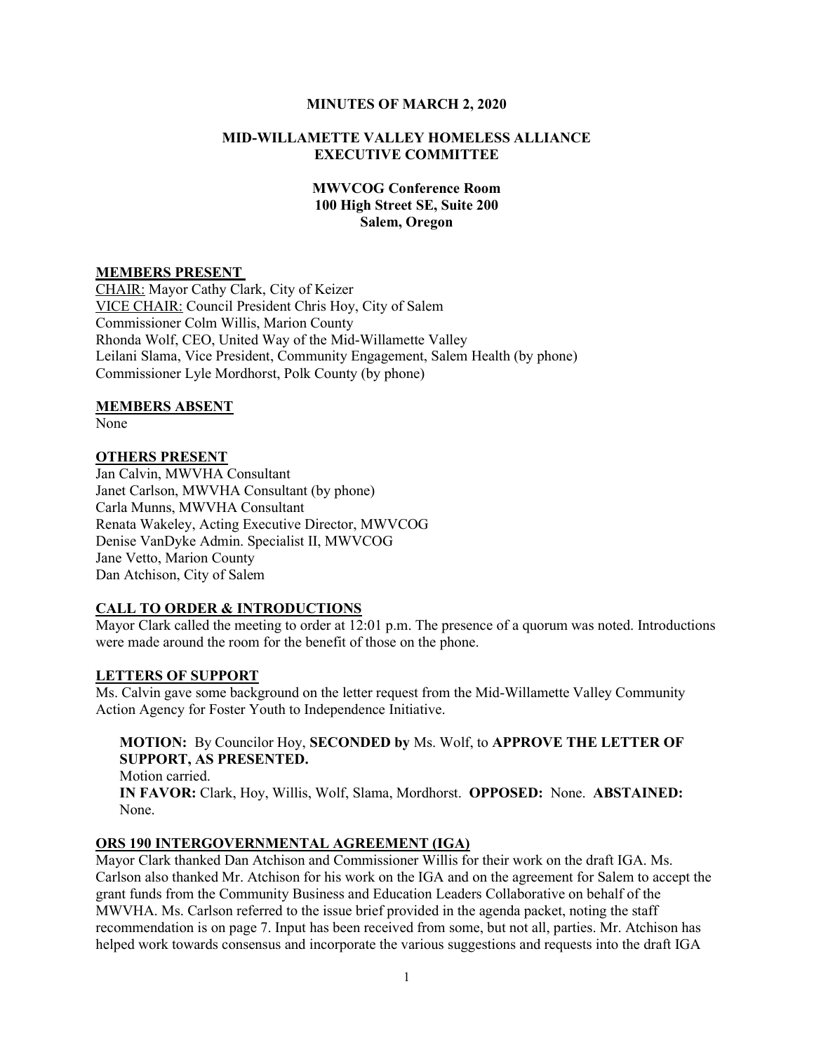**MINUTES OF MARCH 2, 2020**

**MID-WILLAMETTE VALLEY HOMELESS ALLIANCE EXECUTIVE COMMITTEE**

**MWVCOG Conference Room**
**100 High Street SE, Suite 200**
**Salem, Oregon**

## MEMBERS PRESENT

CHAIR: Mayor Cathy Clark, City of Keizer
VICE CHAIR: Council President Chris Hoy, City of Salem
Commissioner Colm Willis, Marion County
Rhonda Wolf, CEO, United Way of the Mid-Willamette Valley
Leilani Slama, Vice President, Community Engagement, Salem Health (by phone)
Commissioner Lyle Mordhorst, Polk County (by phone)

## MEMBERS ABSENT

None

## OTHERS PRESENT

Jan Calvin, MWVHA Consultant
Janet Carlson, MWVHA Consultant (by phone)
Carla Munns, MWVHA Consultant
Renata Wakeley, Acting Executive Director, MWVCOG
Denise VanDyke Admin. Specialist II, MWVCOG
Jane Vetto, Marion County
Dan Atchison, City of Salem

## CALL TO ORDER & INTRODUCTIONS

Mayor Clark called the meeting to order at 12:01 p.m. The presence of a quorum was noted. Introductions were made around the room for the benefit of those on the phone.

## LETTERS OF SUPPORT

Ms. Calvin gave some background on the letter request from the Mid-Willamette Valley Community Action Agency for Foster Youth to Independence Initiative.

> **MOTION:** By Councilor Hoy, **SECONDED by** Ms. Wolf, to **APPROVE THE LETTER OF SUPPORT, AS PRESENTED.**
> Motion carried.
> **IN FAVOR:** Clark, Hoy, Willis, Wolf, Slama, Mordhorst. **OPPOSED:** None. **ABSTAINED:** None.

## ORS 190 INTERGOVERNMENTAL AGREEMENT (IGA)

Mayor Clark thanked Dan Atchison and Commissioner Willis for their work on the draft IGA. Ms. Carlson also thanked Mr. Atchison for his work on the IGA and on the agreement for Salem to accept the grant funds from the Community Business and Education Leaders Collaborative on behalf of the MWVHA. Ms. Carlson referred to the issue brief provided in the agenda packet, noting the staff recommendation is on page 7. Input has been received from some, but not all, parties. Mr. Atchison has helped work towards consensus and incorporate the various suggestions and requests into the draft IGA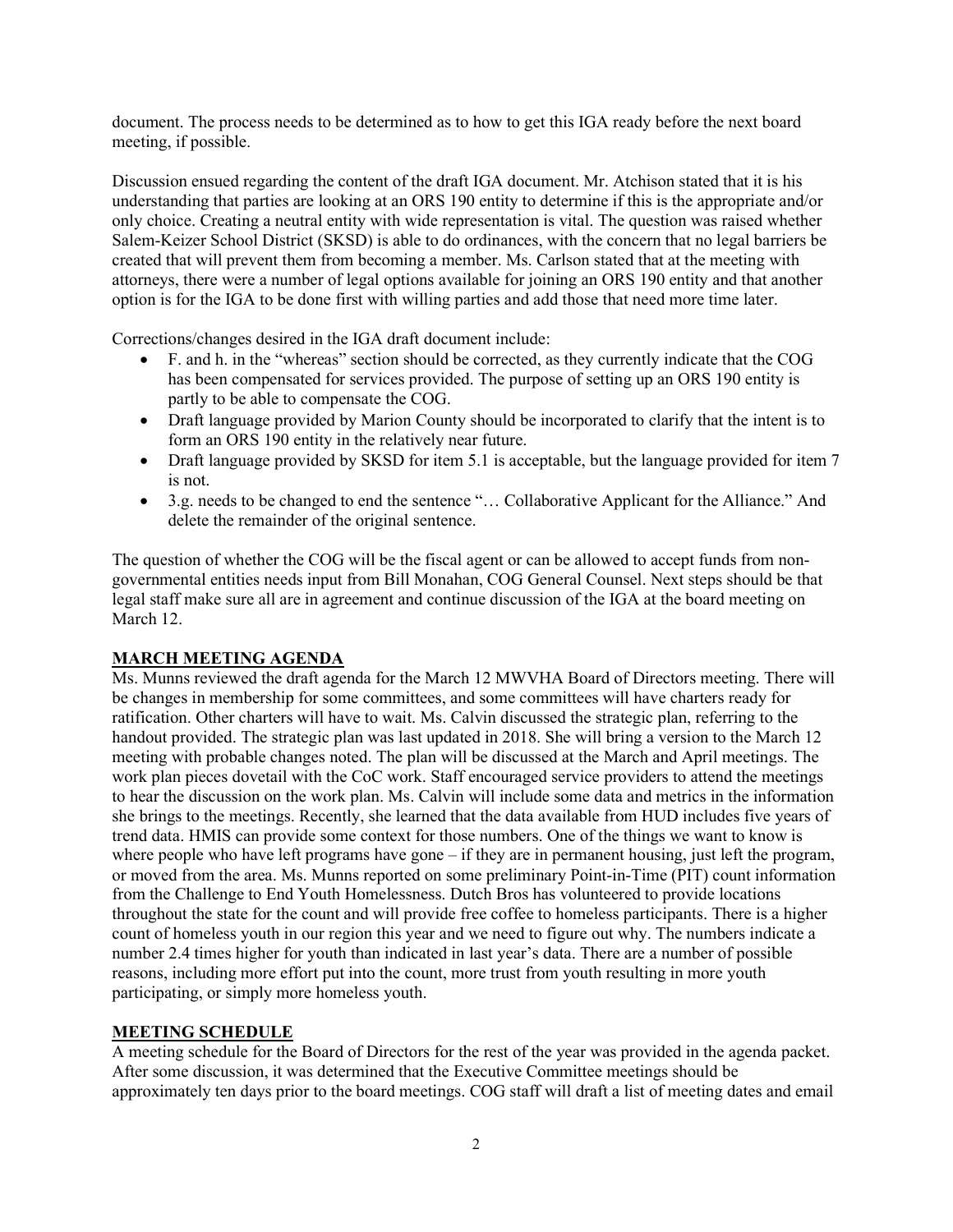document. The process needs to be determined as to how to get this IGA ready before the next board meeting, if possible.

Discussion ensued regarding the content of the draft IGA document. Mr. Atchison stated that it is his understanding that parties are looking at an ORS 190 entity to determine if this is the appropriate and/or only choice. Creating a neutral entity with wide representation is vital. The question was raised whether Salem-Keizer School District (SKSD) is able to do ordinances, with the concern that no legal barriers be created that will prevent them from becoming a member. Ms. Carlson stated that at the meeting with attorneys, there were a number of legal options available for joining an ORS 190 entity and that another option is for the IGA to be done first with willing parties and add those that need more time later.

Corrections/changes desired in the IGA draft document include:

- F. and h. in the "whereas" section should be corrected, as they currently indicate that the COG has been compensated for services provided. The purpose of setting up an ORS 190 entity is partly to be able to compensate the COG.
- Draft language provided by Marion County should be incorporated to clarify that the intent is to form an ORS 190 entity in the relatively near future.
- Draft language provided by SKSD for item 5.1 is acceptable, but the language provided for item 7 is not.
- 3.g. needs to be changed to end the sentence "… Collaborative Applicant for the Alliance." And delete the remainder of the original sentence.

The question of whether the COG will be the fiscal agent or can be allowed to accept funds from non-governmental entities needs input from Bill Monahan, COG General Counsel. Next steps should be that legal staff make sure all are in agreement and continue discussion of the IGA at the board meeting on March 12.

## MARCH MEETING AGENDA

Ms. Munns reviewed the draft agenda for the March 12 MWVHA Board of Directors meeting. There will be changes in membership for some committees, and some committees will have charters ready for ratification. Other charters will have to wait. Ms. Calvin discussed the strategic plan, referring to the handout provided. The strategic plan was last updated in 2018. She will bring a version to the March 12 meeting with probable changes noted. The plan will be discussed at the March and April meetings. The work plan pieces dovetail with the CoC work. Staff encouraged service providers to attend the meetings to hear the discussion on the work plan. Ms. Calvin will include some data and metrics in the information she brings to the meetings. Recently, she learned that the data available from HUD includes five years of trend data. HMIS can provide some context for those numbers. One of the things we want to know is where people who have left programs have gone – if they are in permanent housing, just left the program, or moved from the area. Ms. Munns reported on some preliminary Point-in-Time (PIT) count information from the Challenge to End Youth Homelessness. Dutch Bros has volunteered to provide locations throughout the state for the count and will provide free coffee to homeless participants. There is a higher count of homeless youth in our region this year and we need to figure out why. The numbers indicate a number 2.4 times higher for youth than indicated in last year's data. There are a number of possible reasons, including more effort put into the count, more trust from youth resulting in more youth participating, or simply more homeless youth.

## MEETING SCHEDULE

A meeting schedule for the Board of Directors for the rest of the year was provided in the agenda packet. After some discussion, it was determined that the Executive Committee meetings should be approximately ten days prior to the board meetings. COG staff will draft a list of meeting dates and email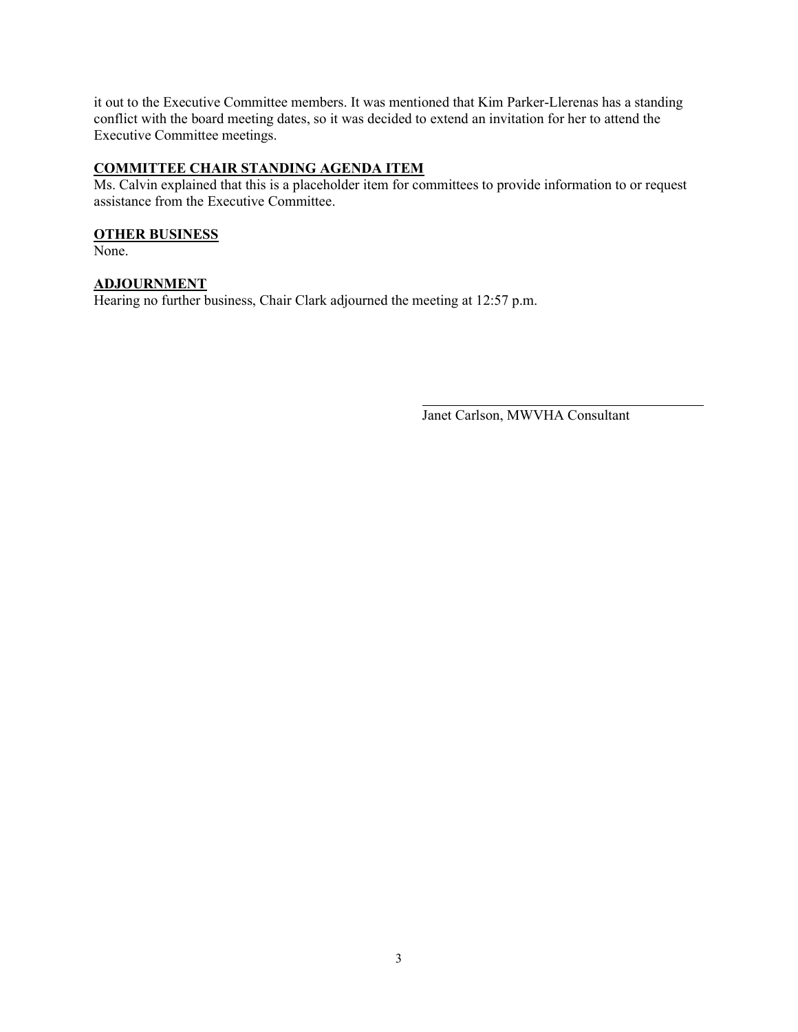it out to the Executive Committee members. It was mentioned that Kim Parker-Llerenas has a standing conflict with the board meeting dates, so it was decided to extend an invitation for her to attend the Executive Committee meetings.

## COMMITTEE CHAIR STANDING AGENDA ITEM

Ms. Calvin explained that this is a placeholder item for committees to provide information to or request assistance from the Executive Committee.

## OTHER BUSINESS

None.

## ADJOURNMENT

Hearing no further business, Chair Clark adjourned the meeting at 12:57 p.m.

Janet Carlson, MWVHA Consultant